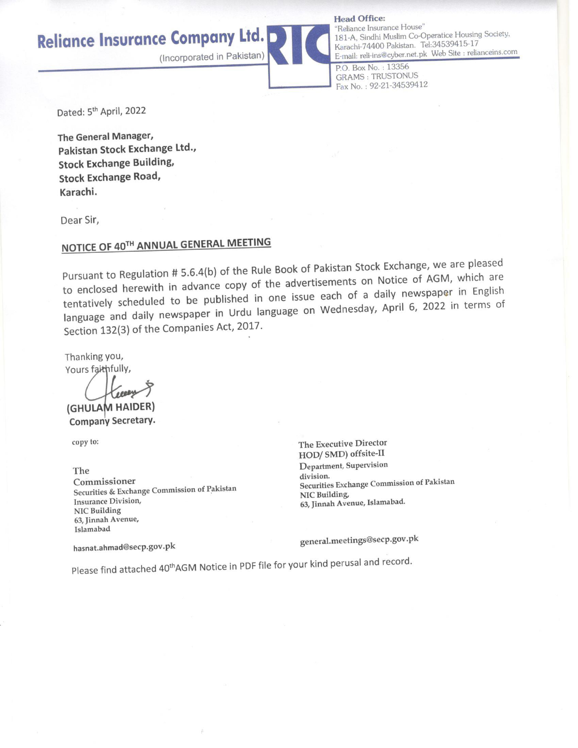**Reliance Insurance Company Ltd.**
(Incorporated in Pakistan)

**Head Office:**
"Reliance Insurance House"
181-A, Sindhi Muslim Co-Operatice Housing Society,
Karachi-74400 Pakistan. Tel:34539415-17
E-mail: reli-ins@cyber.net.pk Web Site : relianceins.com
P.O. Box No. : 13356
GRAMS : TRUSTONUS
Fax No. : 92-21-34539412

Dated: 5th April, 2022

**The General Manager,**
**Pakistan Stock Exchange Ltd.,**
**Stock Exchange Building,**
**Stock Exchange Road,**
**Karachi.**

Dear Sir,

## NOTICE OF 40TH ANNUAL GENERAL MEETING

Pursuant to Regulation # 5.6.4(b) of the Rule Book of Pakistan Stock Exchange, we are pleased to enclosed herewith in advance copy of the advertisements on Notice of AGM, which are tentatively scheduled to be published in one issue each of a daily newspaper in English language and daily newspaper in Urdu language on Wednesday, April 6, 2022 in terms of Section 132(3) of the Companies Act, 2017.

Thanking you,
Yours faithfully,

**(GHULAM HAIDER)**
**Company Secretary.**

copy to:

The
Commissioner
Securities & Exchange Commission of Pakistan
Insurance Division,
NIC Building
63, Jinnah Avenue,
Islamabad

hasnat.ahmad@secp.gov.pk

The Executive Director
HOD/ SMD) offsite-II
Department, Supervision
division.
Securities Exchange Commission of Pakistan
NIC Building,
63, Jinnah Avenue, Islamabad.

general.meetings@secp.gov.pk

Please find attached 40thAGM Notice in PDF file for your kind perusal and record.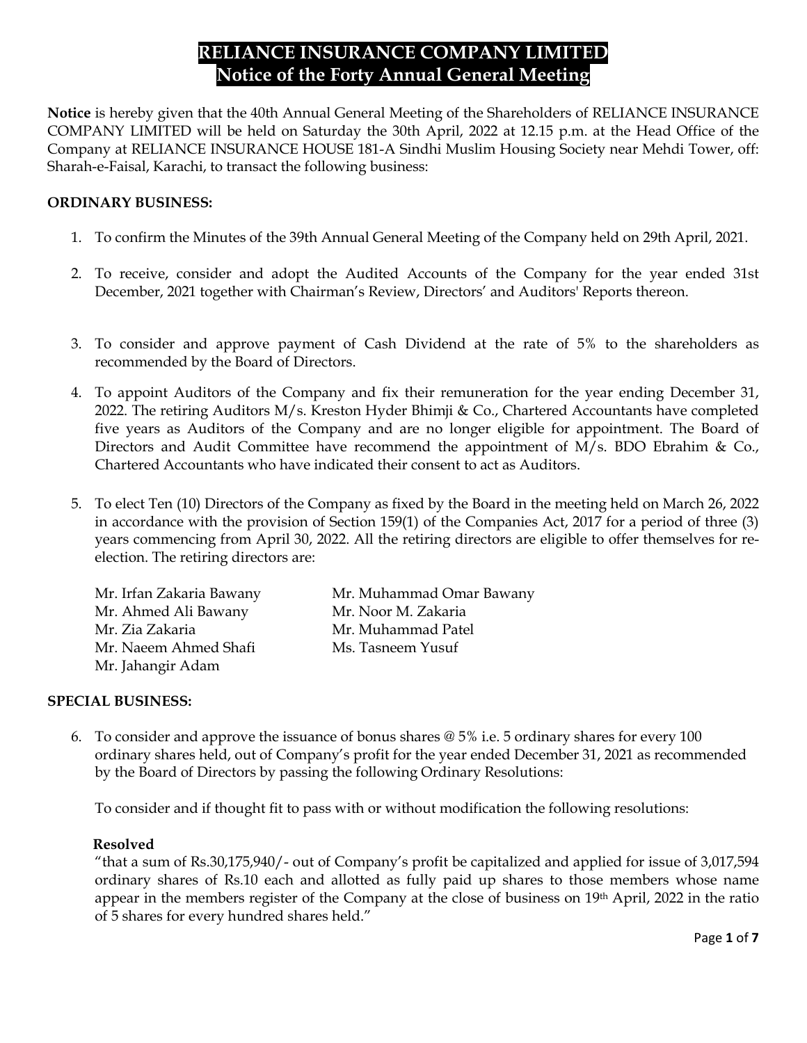# RELIANCE INSURANCE COMPANY LIMITED
## Notice of the Forty Annual General Meeting

**Notice** is hereby given that the 40th Annual General Meeting of the Shareholders of RELIANCE INSURANCE COMPANY LIMITED will be held on Saturday the 30th April, 2022 at 12.15 p.m. at the Head Office of the Company at RELIANCE INSURANCE HOUSE 181-A Sindhi Muslim Housing Society near Mehdi Tower, off: Sharah-e-Faisal, Karachi, to transact the following business:

**ORDINARY BUSINESS:**

1. To confirm the Minutes of the 39th Annual General Meeting of the Company held on 29th April, 2021.
2. To receive, consider and adopt the Audited Accounts of the Company for the year ended 31st December, 2021 together with Chairman's Review, Directors' and Auditors' Reports thereon.
3. To consider and approve payment of Cash Dividend at the rate of 5% to the shareholders as recommended by the Board of Directors.
4. To appoint Auditors of the Company and fix their remuneration for the year ending December 31, 2022. The retiring Auditors M/s. Kreston Hyder Bhimji & Co., Chartered Accountants have completed five years as Auditors of the Company and are no longer eligible for appointment. The Board of Directors and Audit Committee have recommend the appointment of M/s. BDO Ebrahim & Co., Chartered Accountants who have indicated their consent to act as Auditors.
5. To elect Ten (10) Directors of the Company as fixed by the Board in the meeting held on March 26, 2022 in accordance with the provision of Section 159(1) of the Companies Act, 2017 for a period of three (3) years commencing from April 30, 2022. All the retiring directors are eligible to offer themselves for re-election. The retiring directors are:

   Mr. Irfan Zakaria Bawany
   Mr. Ahmed Ali Bawany
   Mr. Zia Zakaria
   Mr. Naeem Ahmed Shafi
   Mr. Jahangir Adam
   Mr. Muhammad Omar Bawany
   Mr. Noor M. Zakaria
   Mr. Muhammad Patel
   Ms. Tasneem Yusuf

**SPECIAL BUSINESS:**

6. To consider and approve the issuance of bonus shares @ 5% i.e. 5 ordinary shares for every 100 ordinary shares held, out of Company's profit for the year ended December 31, 2021 as recommended by the Board of Directors by passing the following Ordinary Resolutions:

   To consider and if thought fit to pass with or without modification the following resolutions:

   **Resolved**

   "that a sum of Rs.30,175,940/- out of Company's profit be capitalized and applied for issue of 3,017,594 ordinary shares of Rs.10 each and allotted as fully paid up shares to those members whose name appear in the members register of the Company at the close of business on 19th April, 2022 in the ratio of 5 shares for every hundred shares held."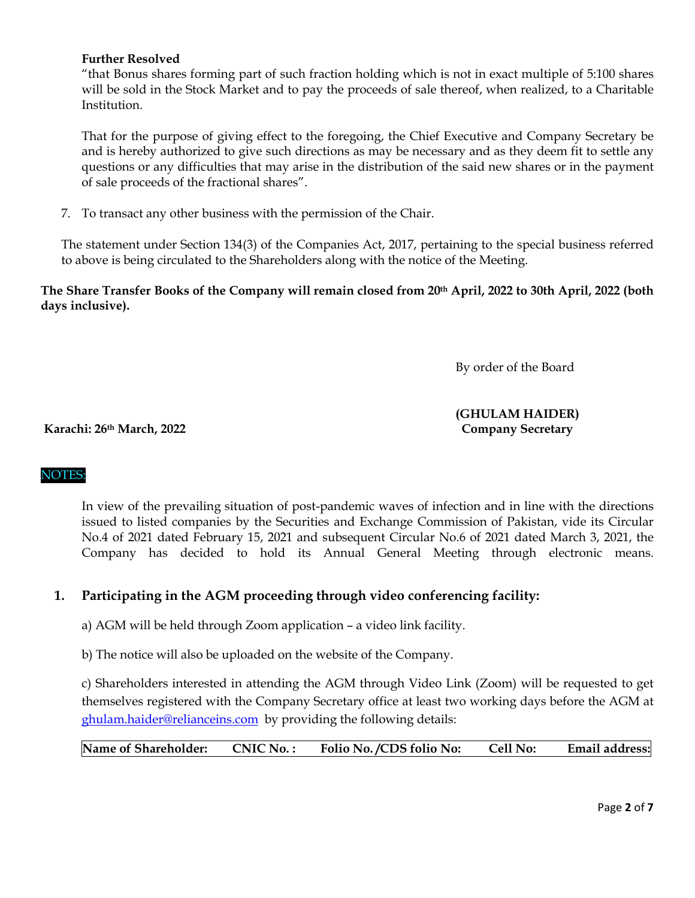**Further Resolved**

"that Bonus shares forming part of such fraction holding which is not in exact multiple of 5:100 shares will be sold in the Stock Market and to pay the proceeds of sale thereof, when realized, to a Charitable Institution.

That for the purpose of giving effect to the foregoing, the Chief Executive and Company Secretary be and is hereby authorized to give such directions as may be necessary and as they deem fit to settle any questions or any difficulties that may arise in the distribution of the said new shares or in the payment of sale proceeds of the fractional shares".

7. To transact any other business with the permission of the Chair.

The statement under Section 134(3) of the Companies Act, 2017, pertaining to the special business referred to above is being circulated to the Shareholders along with the notice of the Meeting.

**The Share Transfer Books of the Company will remain closed from 20th April, 2022 to 30th April, 2022 (both days inclusive).**

By order of the Board

**(GHULAM HAIDER)**
**Company Secretary**

**Karachi: 26th March, 2022**

NOTES:

In view of the prevailing situation of post-pandemic waves of infection and in line with the directions issued to listed companies by the Securities and Exchange Commission of Pakistan, vide its Circular No.4 of 2021 dated February 15, 2021 and subsequent Circular No.6 of 2021 dated March 3, 2021, the Company has decided to hold its Annual General Meeting through electronic means.

## 1. Participating in the AGM proceeding through video conferencing facility:

a) AGM will be held through Zoom application – a video link facility.

b) The notice will also be uploaded on the website of the Company.

c) Shareholders interested in attending the AGM through Video Link (Zoom) will be requested to get themselves registered with the Company Secretary office at least two working days before the AGM at ghulam.haider@relianceins.com by providing the following details:

| Name of Shareholder: | CNIC No. : | Folio No. /CDS folio No: | Cell No: | Email address: |
|---|---|---|---|---|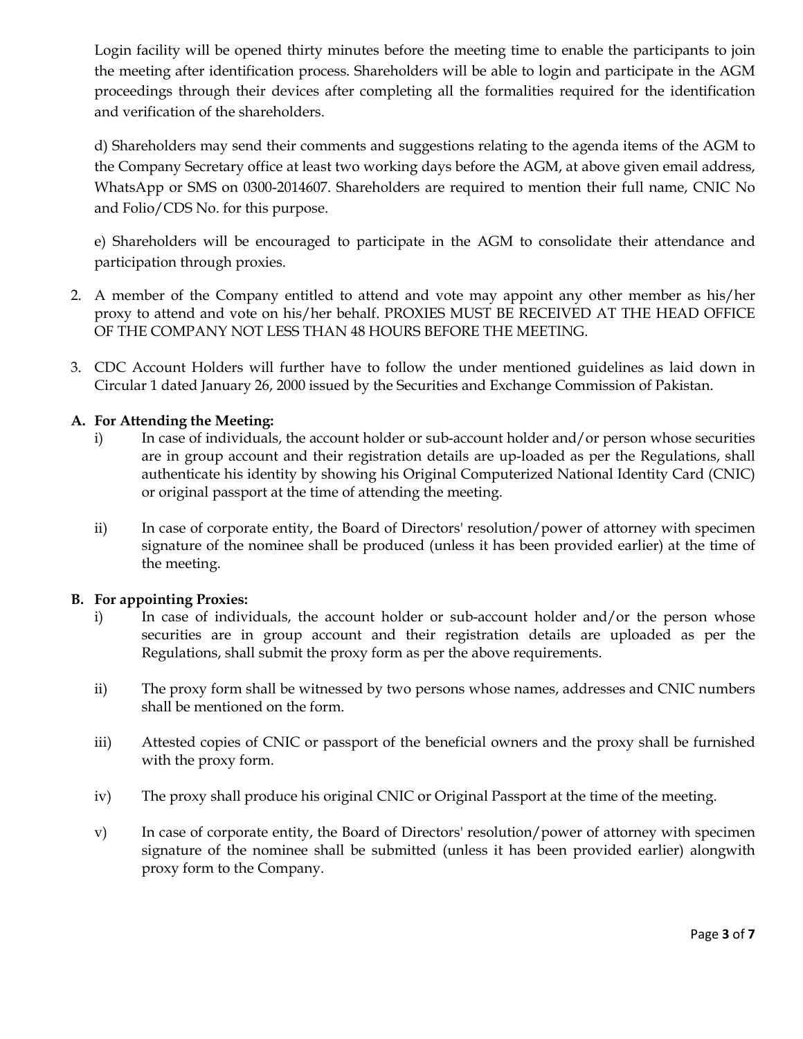Login facility will be opened thirty minutes before the meeting time to enable the participants to join the meeting after identification process. Shareholders will be able to login and participate in the AGM proceedings through their devices after completing all the formalities required for the identification and verification of the shareholders.

d) Shareholders may send their comments and suggestions relating to the agenda items of the AGM to the Company Secretary office at least two working days before the AGM, at above given email address, WhatsApp or SMS on 0300-2014607. Shareholders are required to mention their full name, CNIC No and Folio/CDS No. for this purpose.

e) Shareholders will be encouraged to participate in the AGM to consolidate their attendance and participation through proxies.

2. A member of the Company entitled to attend and vote may appoint any other member as his/her proxy to attend and vote on his/her behalf. PROXIES MUST BE RECEIVED AT THE HEAD OFFICE OF THE COMPANY NOT LESS THAN 48 HOURS BEFORE THE MEETING.

3. CDC Account Holders will further have to follow the under mentioned guidelines as laid down in Circular 1 dated January 26, 2000 issued by the Securities and Exchange Commission of Pakistan.

**A. For Attending the Meeting:**

i) In case of individuals, the account holder or sub-account holder and/or person whose securities are in group account and their registration details are up-loaded as per the Regulations, shall authenticate his identity by showing his Original Computerized National Identity Card (CNIC) or original passport at the time of attending the meeting.

ii) In case of corporate entity, the Board of Directors' resolution/power of attorney with specimen signature of the nominee shall be produced (unless it has been provided earlier) at the time of the meeting.

**B. For appointing Proxies:**

i) In case of individuals, the account holder or sub-account holder and/or the person whose securities are in group account and their registration details are uploaded as per the Regulations, shall submit the proxy form as per the above requirements.

ii) The proxy form shall be witnessed by two persons whose names, addresses and CNIC numbers shall be mentioned on the form.

iii) Attested copies of CNIC or passport of the beneficial owners and the proxy shall be furnished with the proxy form.

iv) The proxy shall produce his original CNIC or Original Passport at the time of the meeting.

v) In case of corporate entity, the Board of Directors' resolution/power of attorney with specimen signature of the nominee shall be submitted (unless it has been provided earlier) alongwith proxy form to the Company.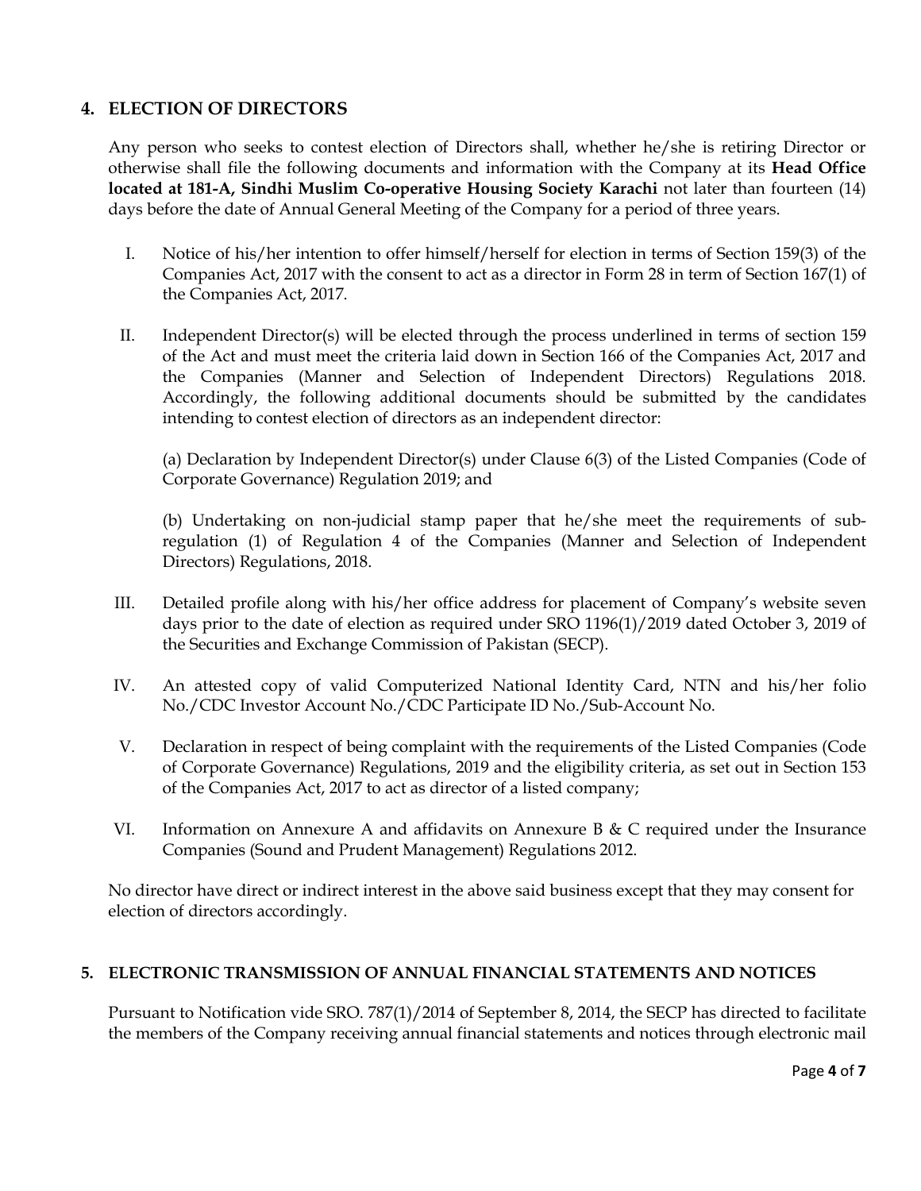## 4. ELECTION OF DIRECTORS

Any person who seeks to contest election of Directors shall, whether he/she is retiring Director or otherwise shall file the following documents and information with the Company at its **Head Office located at 181-A, Sindhi Muslim Co-operative Housing Society Karachi** not later than fourteen (14) days before the date of Annual General Meeting of the Company for a period of three years.

I. Notice of his/her intention to offer himself/herself for election in terms of Section 159(3) of the Companies Act, 2017 with the consent to act as a director in Form 28 in term of Section 167(1) of the Companies Act, 2017.

II. Independent Director(s) will be elected through the process underlined in terms of section 159 of the Act and must meet the criteria laid down in Section 166 of the Companies Act, 2017 and the Companies (Manner and Selection of Independent Directors) Regulations 2018. Accordingly, the following additional documents should be submitted by the candidates intending to contest election of directors as an independent director:

   (a) Declaration by Independent Director(s) under Clause 6(3) of the Listed Companies (Code of Corporate Governance) Regulation 2019; and

   (b) Undertaking on non-judicial stamp paper that he/she meet the requirements of sub-regulation (1) of Regulation 4 of the Companies (Manner and Selection of Independent Directors) Regulations, 2018.

III. Detailed profile along with his/her office address for placement of Company's website seven days prior to the date of election as required under SRO 1196(1)/2019 dated October 3, 2019 of the Securities and Exchange Commission of Pakistan (SECP).

IV. An attested copy of valid Computerized National Identity Card, NTN and his/her folio No./CDC Investor Account No./CDC Participate ID No./Sub-Account No.

V. Declaration in respect of being complaint with the requirements of the Listed Companies (Code of Corporate Governance) Regulations, 2019 and the eligibility criteria, as set out in Section 153 of the Companies Act, 2017 to act as director of a listed company;

VI. Information on Annexure A and affidavits on Annexure B & C required under the Insurance Companies (Sound and Prudent Management) Regulations 2012.

No director have direct or indirect interest in the above said business except that they may consent for election of directors accordingly.

## 5. ELECTRONIC TRANSMISSION OF ANNUAL FINANCIAL STATEMENTS AND NOTICES

Pursuant to Notification vide SRO. 787(1)/2014 of September 8, 2014, the SECP has directed to facilitate the members of the Company receiving annual financial statements and notices through electronic mail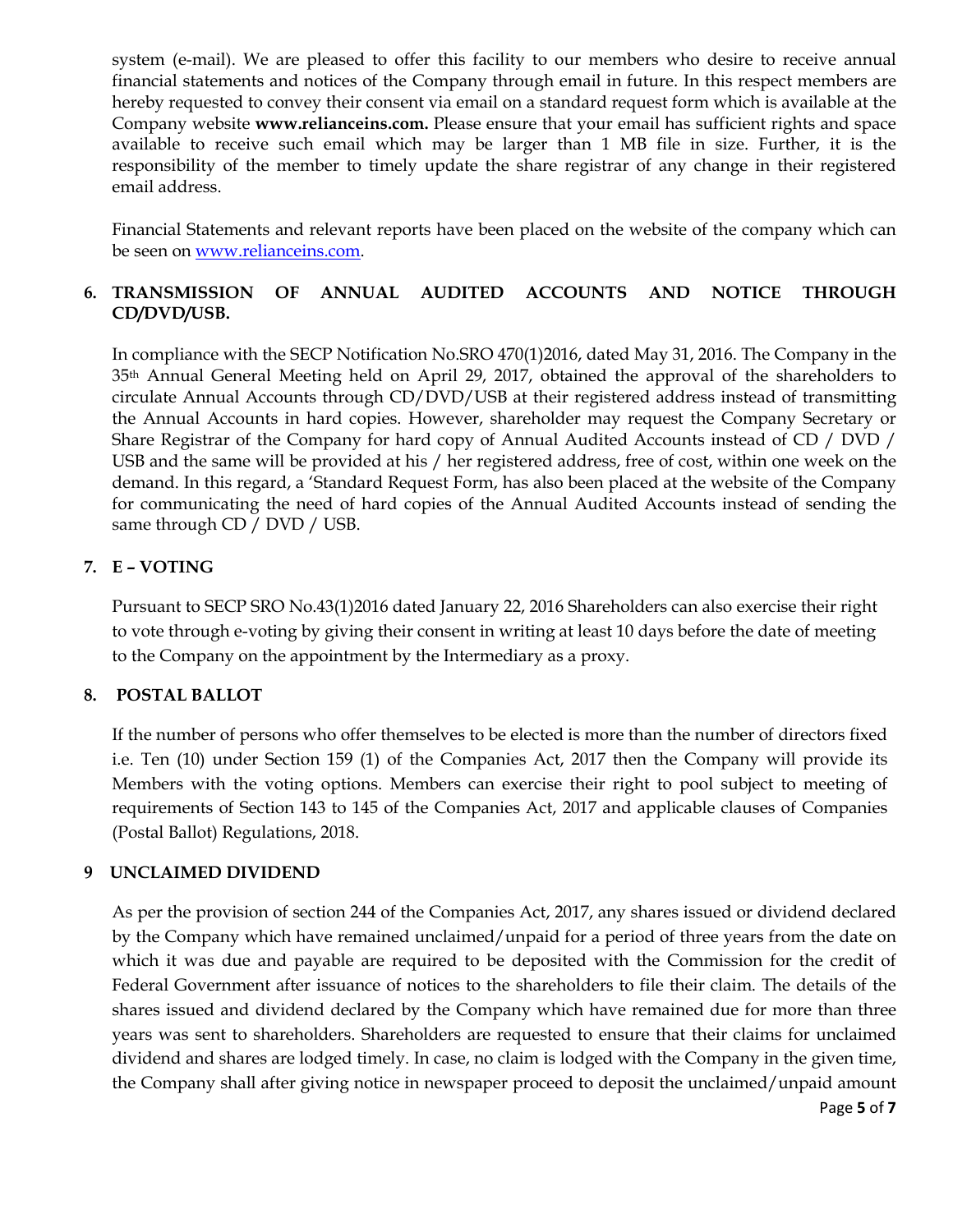system (e-mail). We are pleased to offer this facility to our members who desire to receive annual financial statements and notices of the Company through email in future. In this respect members are hereby requested to convey their consent via email on a standard request form which is available at the Company website **www.relianceins.com.** Please ensure that your email has sufficient rights and space available to receive such email which may be larger than 1 MB file in size. Further, it is the responsibility of the member to timely update the share registrar of any change in their registered email address.

Financial Statements and relevant reports have been placed on the website of the company which can be seen on www.relianceins.com.

**6. TRANSMISSION OF ANNUAL AUDITED ACCOUNTS AND NOTICE THROUGH CD/DVD/USB.**

In compliance with the SECP Notification No.SRO 470(1)2016, dated May 31, 2016. The Company in the 35th Annual General Meeting held on April 29, 2017, obtained the approval of the shareholders to circulate Annual Accounts through CD/DVD/USB at their registered address instead of transmitting the Annual Accounts in hard copies. However, shareholder may request the Company Secretary or Share Registrar of the Company for hard copy of Annual Audited Accounts instead of CD / DVD / USB and the same will be provided at his / her registered address, free of cost, within one week on the demand. In this regard, a 'Standard Request Form, has also been placed at the website of the Company for communicating the need of hard copies of the Annual Audited Accounts instead of sending the same through CD / DVD / USB.

**7. E – VOTING**

Pursuant to SECP SRO No.43(1)2016 dated January 22, 2016 Shareholders can also exercise their right to vote through e-voting by giving their consent in writing at least 10 days before the date of meeting to the Company on the appointment by the Intermediary as a proxy.

**8. POSTAL BALLOT**

If the number of persons who offer themselves to be elected is more than the number of directors fixed i.e. Ten (10) under Section 159 (1) of the Companies Act, 2017 then the Company will provide its Members with the voting options. Members can exercise their right to pool subject to meeting of requirements of Section 143 to 145 of the Companies Act, 2017 and applicable clauses of Companies (Postal Ballot) Regulations, 2018.

**9 UNCLAIMED DIVIDEND**

As per the provision of section 244 of the Companies Act, 2017, any shares issued or dividend declared by the Company which have remained unclaimed/unpaid for a period of three years from the date on which it was due and payable are required to be deposited with the Commission for the credit of Federal Government after issuance of notices to the shareholders to file their claim. The details of the shares issued and dividend declared by the Company which have remained due for more than three years was sent to shareholders. Shareholders are requested to ensure that their claims for unclaimed dividend and shares are lodged timely. In case, no claim is lodged with the Company in the given time, the Company shall after giving notice in newspaper proceed to deposit the unclaimed/unpaid amount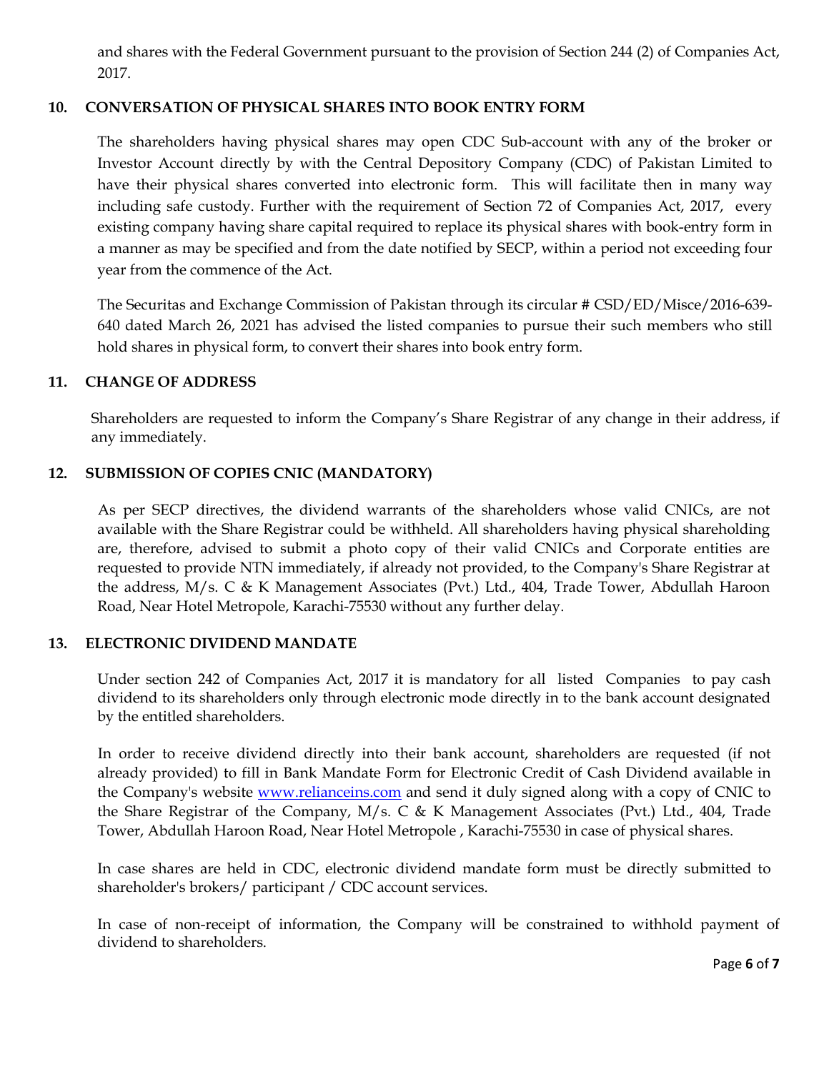and shares with the Federal Government pursuant to the provision of Section 244 (2) of Companies Act, 2017.

## 10. CONVERSATION OF PHYSICAL SHARES INTO BOOK ENTRY FORM

The shareholders having physical shares may open CDC Sub-account with any of the broker or Investor Account directly by with the Central Depository Company (CDC) of Pakistan Limited to have their physical shares converted into electronic form. This will facilitate then in many way including safe custody. Further with the requirement of Section 72 of Companies Act, 2017, every existing company having share capital required to replace its physical shares with book-entry form in a manner as may be specified and from the date notified by SECP, within a period not exceeding four year from the commence of the Act.

The Securitas and Exchange Commission of Pakistan through its circular # CSD/ED/Misce/2016-639-640 dated March 26, 2021 has advised the listed companies to pursue their such members who still hold shares in physical form, to convert their shares into book entry form.

## 11. CHANGE OF ADDRESS

Shareholders are requested to inform the Company's Share Registrar of any change in their address, if any immediately.

## 12. SUBMISSION OF COPIES CNIC (MANDATORY)

As per SECP directives, the dividend warrants of the shareholders whose valid CNICs, are not available with the Share Registrar could be withheld. All shareholders having physical shareholding are, therefore, advised to submit a photo copy of their valid CNICs and Corporate entities are requested to provide NTN immediately, if already not provided, to the Company's Share Registrar at the address, M/s. C & K Management Associates (Pvt.) Ltd., 404, Trade Tower, Abdullah Haroon Road, Near Hotel Metropole, Karachi-75530 without any further delay.

## 13. ELECTRONIC DIVIDEND MANDATE

Under section 242 of Companies Act, 2017 it is mandatory for all listed Companies to pay cash dividend to its shareholders only through electronic mode directly in to the bank account designated by the entitled shareholders.

In order to receive dividend directly into their bank account, shareholders are requested (if not already provided) to fill in Bank Mandate Form for Electronic Credit of Cash Dividend available in the Company's website [www.relianceins.com](http://www.relianceins.com) and send it duly signed along with a copy of CNIC to the Share Registrar of the Company, M/s. C & K Management Associates (Pvt.) Ltd., 404, Trade Tower, Abdullah Haroon Road, Near Hotel Metropole , Karachi-75530 in case of physical shares.

In case shares are held in CDC, electronic dividend mandate form must be directly submitted to shareholder's brokers/ participant / CDC account services.

In case of non-receipt of information, the Company will be constrained to withhold payment of dividend to shareholders.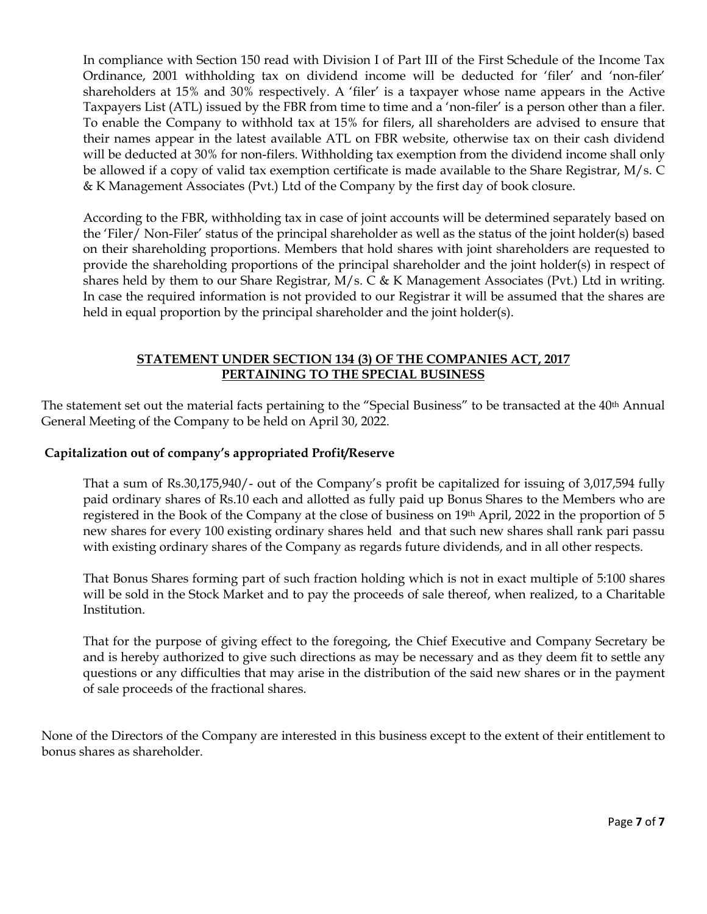In compliance with Section 150 read with Division I of Part III of the First Schedule of the Income Tax Ordinance, 2001 withholding tax on dividend income will be deducted for 'filer' and 'non-filer' shareholders at 15% and 30% respectively. A 'filer' is a taxpayer whose name appears in the Active Taxpayers List (ATL) issued by the FBR from time to time and a 'non-filer' is a person other than a filer. To enable the Company to withhold tax at 15% for filers, all shareholders are advised to ensure that their names appear in the latest available ATL on FBR website, otherwise tax on their cash dividend will be deducted at 30% for non-filers. Withholding tax exemption from the dividend income shall only be allowed if a copy of valid tax exemption certificate is made available to the Share Registrar, M/s. C & K Management Associates (Pvt.) Ltd of the Company by the first day of book closure.

According to the FBR, withholding tax in case of joint accounts will be determined separately based on the 'Filer/ Non-Filer' status of the principal shareholder as well as the status of the joint holder(s) based on their shareholding proportions. Members that hold shares with joint shareholders are requested to provide the shareholding proportions of the principal shareholder and the joint holder(s) in respect of shares held by them to our Share Registrar, M/s. C & K Management Associates (Pvt.) Ltd in writing. In case the required information is not provided to our Registrar it will be assumed that the shares are held in equal proportion by the principal shareholder and the joint holder(s).

## STATEMENT UNDER SECTION 134 (3) OF THE COMPANIES ACT, 2017 PERTAINING TO THE SPECIAL BUSINESS

The statement set out the material facts pertaining to the "Special Business" to be transacted at the 40th Annual General Meeting of the Company to be held on April 30, 2022.

### Capitalization out of company's appropriated Profit/Reserve

That a sum of Rs.30,175,940/- out of the Company's profit be capitalized for issuing of 3,017,594 fully paid ordinary shares of Rs.10 each and allotted as fully paid up Bonus Shares to the Members who are registered in the Book of the Company at the close of business on 19th April, 2022 in the proportion of 5 new shares for every 100 existing ordinary shares held and that such new shares shall rank pari passu with existing ordinary shares of the Company as regards future dividends, and in all other respects.

That Bonus Shares forming part of such fraction holding which is not in exact multiple of 5:100 shares will be sold in the Stock Market and to pay the proceeds of sale thereof, when realized, to a Charitable Institution.

That for the purpose of giving effect to the foregoing, the Chief Executive and Company Secretary be and is hereby authorized to give such directions as may be necessary and as they deem fit to settle any questions or any difficulties that may arise in the distribution of the said new shares or in the payment of sale proceeds of the fractional shares.

None of the Directors of the Company are interested in this business except to the extent of their entitlement to bonus shares as shareholder.